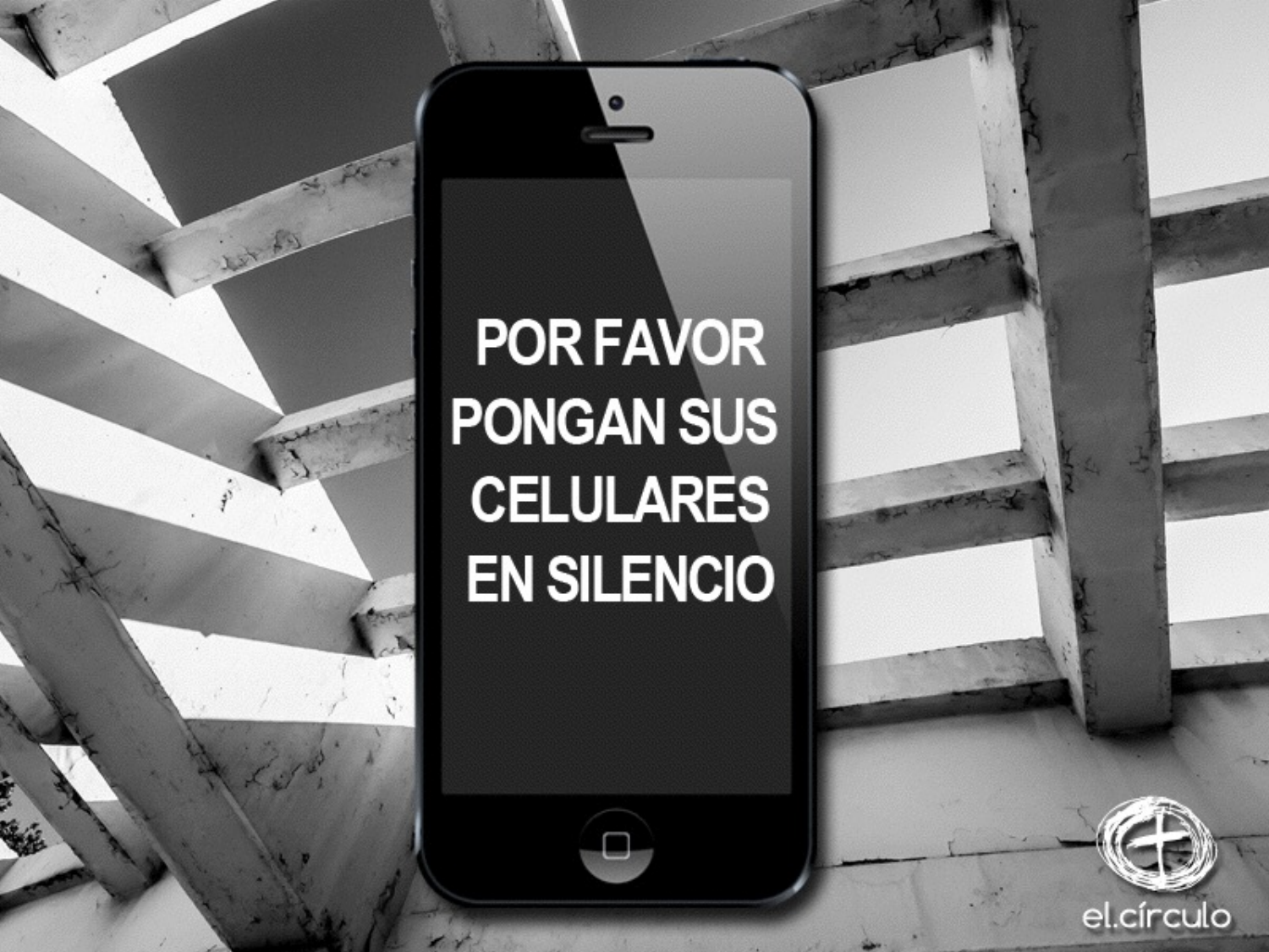POR FAVOR PONGAN SUS CELULARES EN SILENCIO

el.círculo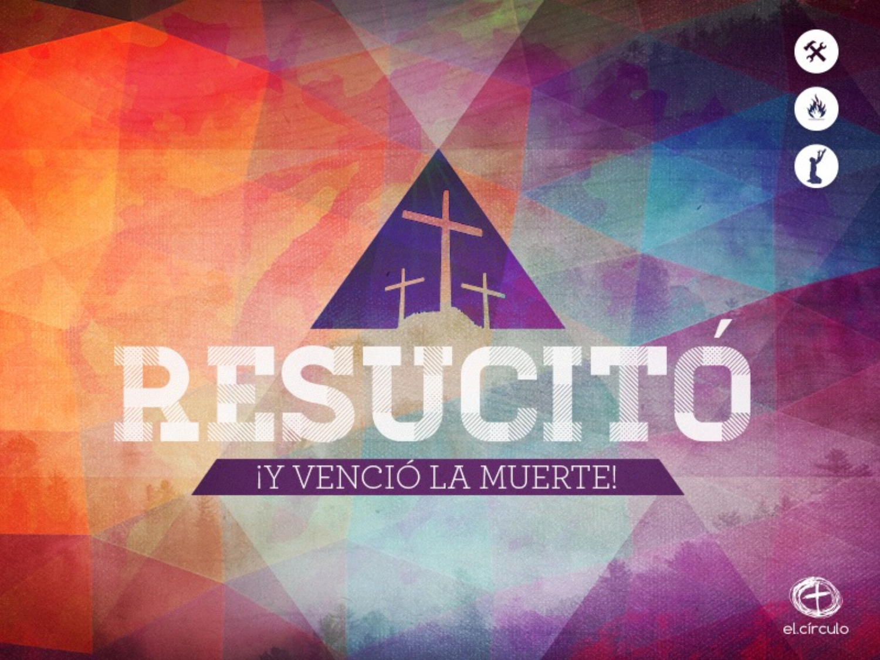# RESUCITÓ

¡Y VENCIÓ LA MUERTE!

el.círculo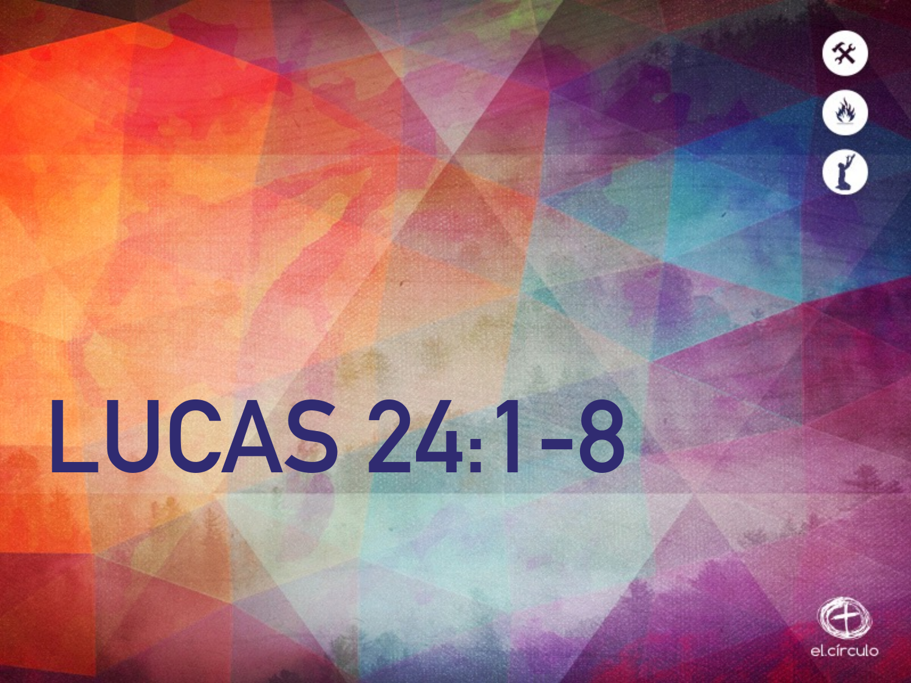# LUCAS 24:1-8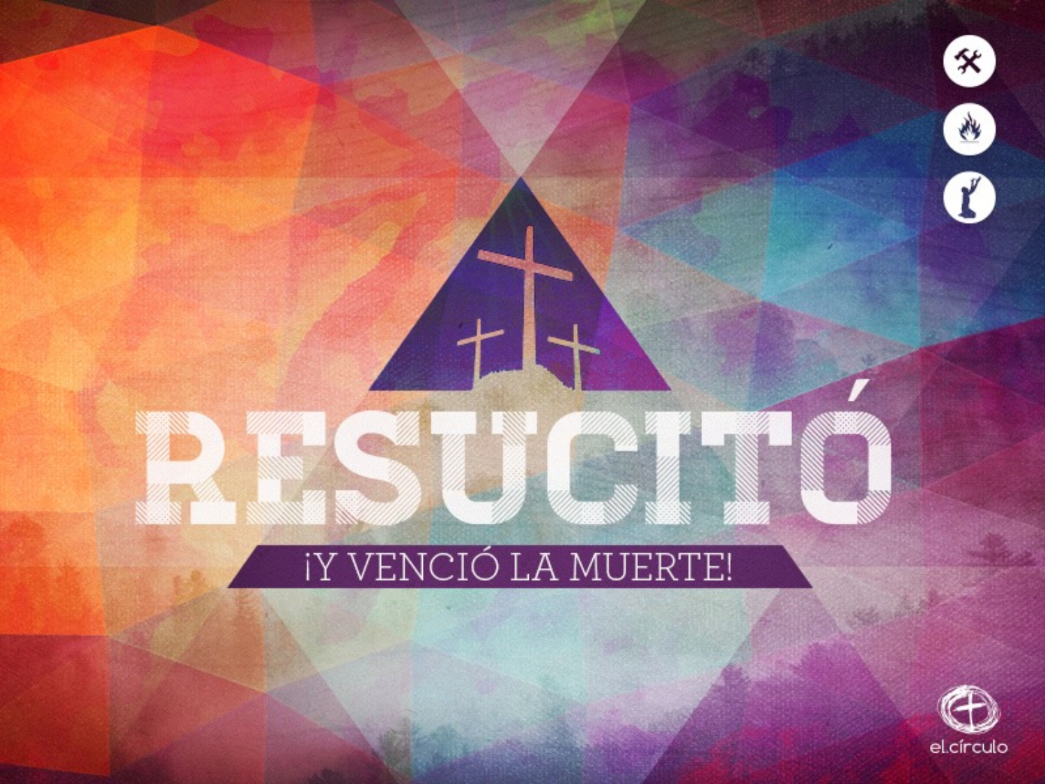# RESUCITÓ

¡Y VENCIÓ LA MUERTE!

el.círculo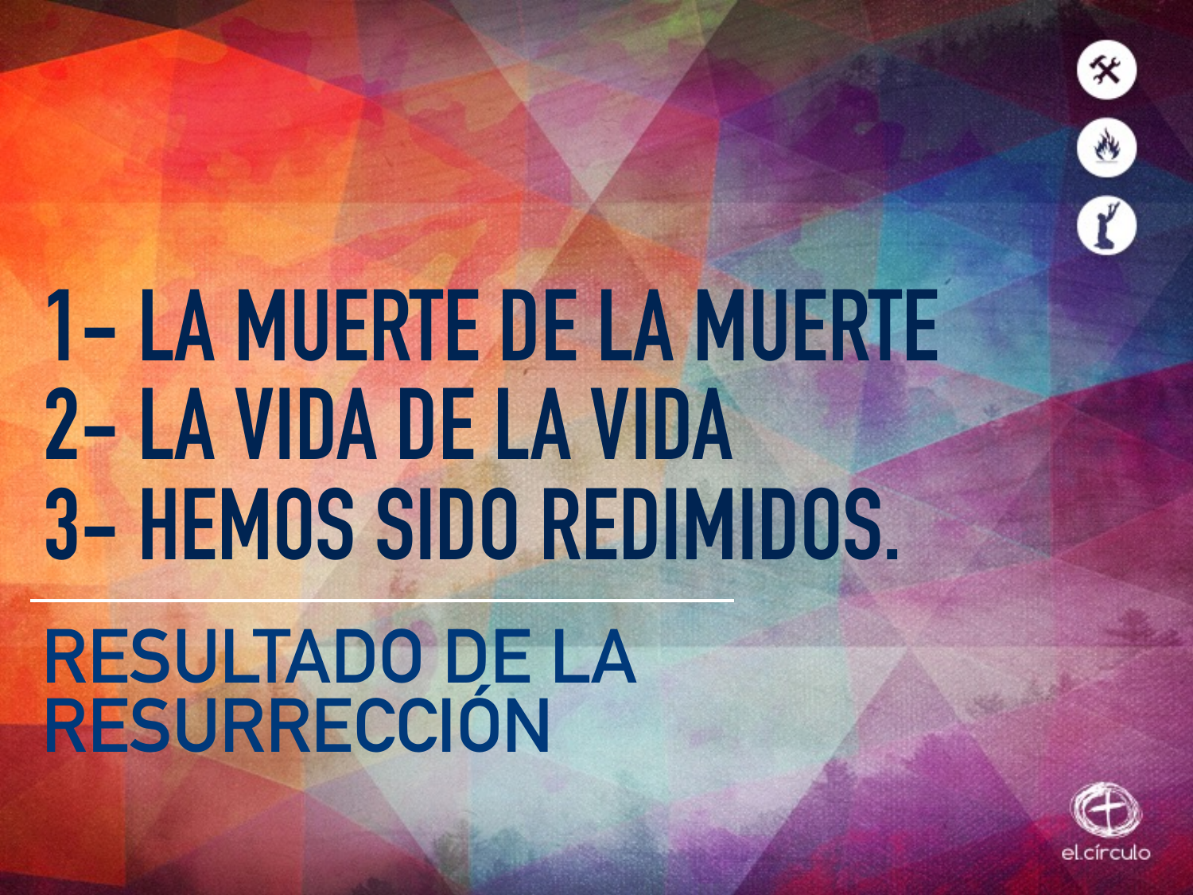1- LA MUERTE DE LA MUERTE
2- LA VIDA DE LA VIDA
3- HEMOS SIDO REDIMIDOS.

---

## RESULTADO DE LA RESURRECCIÓN

el.círculo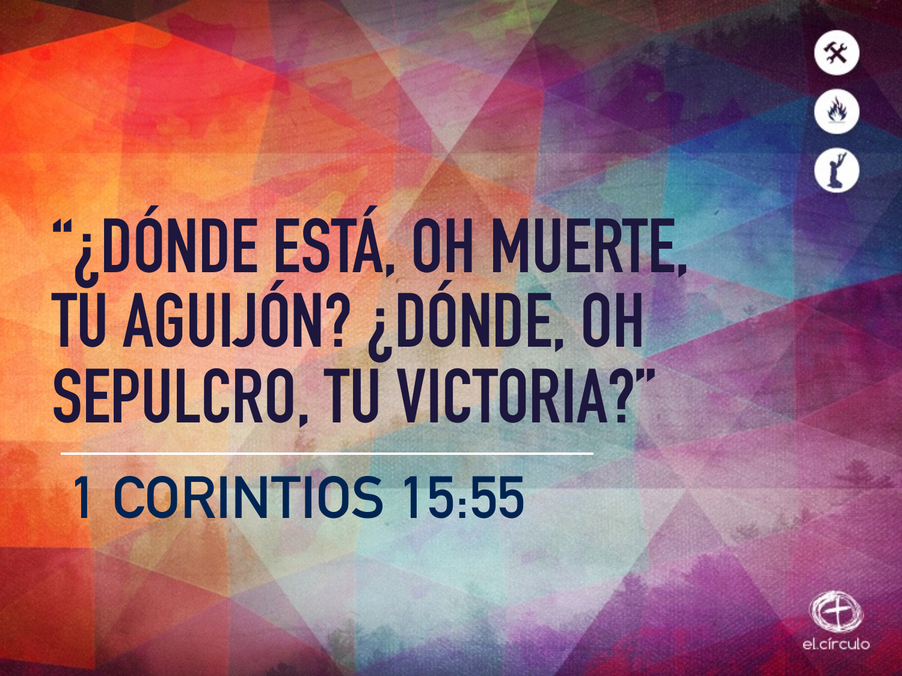# "¿DÓNDE ESTÁ, OH MUERTE, TU AGUIJÓN? ¿DÓNDE, OH SEPULCRO, TU VICTORIA?"

1 CORINTIOS 15:55

el.círculo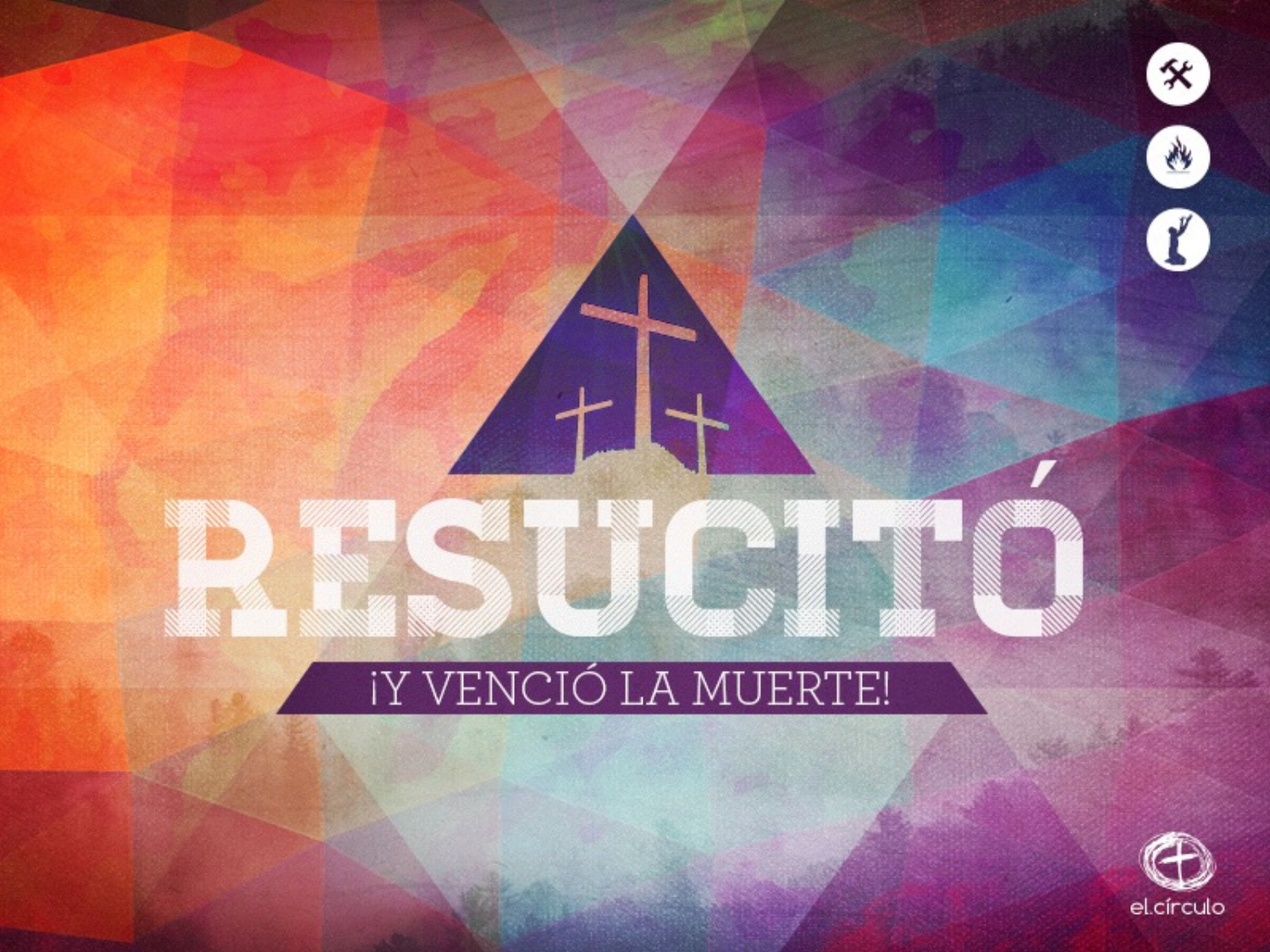# RESUCITÓ

¡Y VENCIÓ LA MUERTE!

el.círculo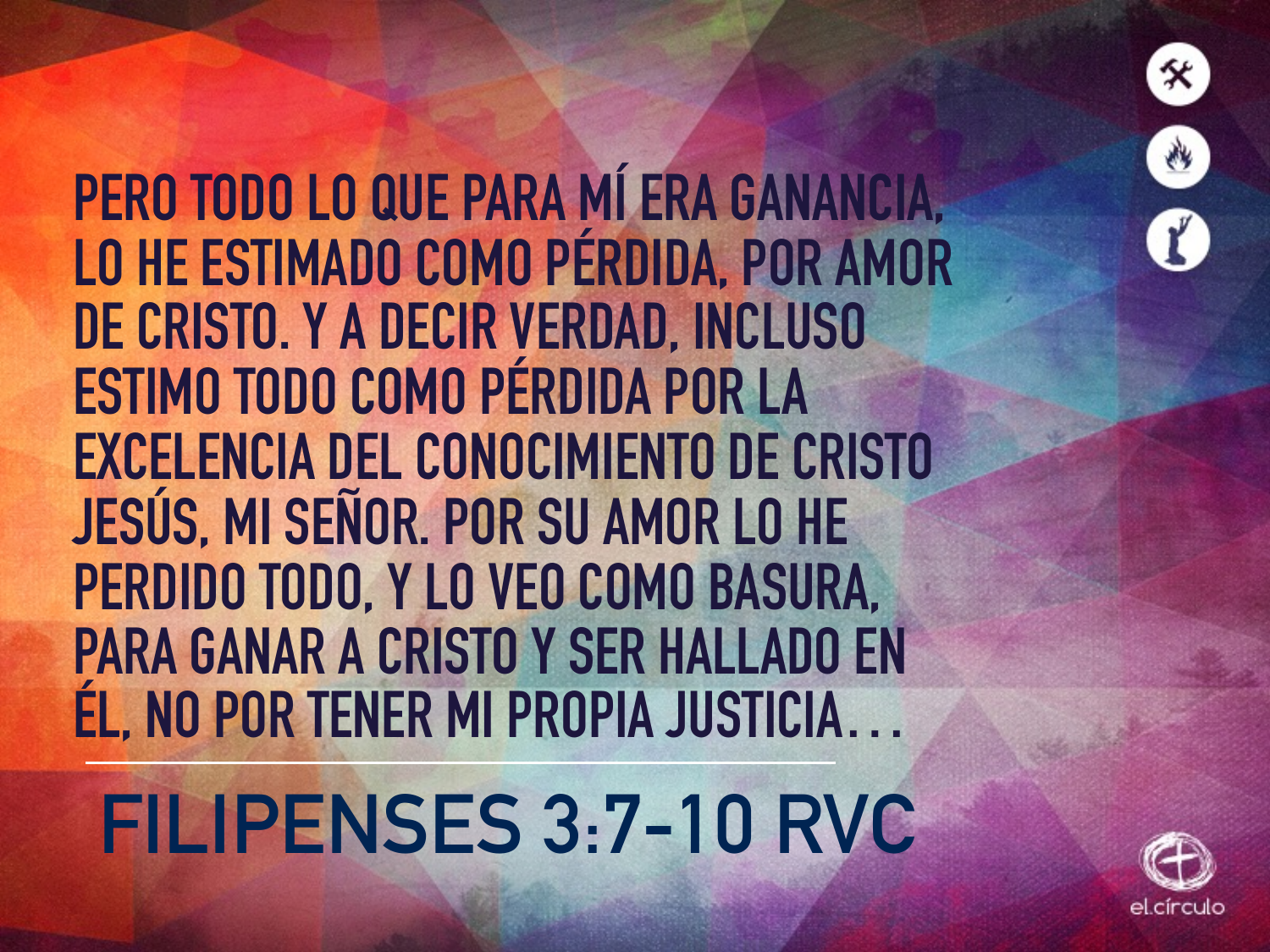PERO TODO LO QUE PARA MÍ ERA GANANCIA, LO HE ESTIMADO COMO PÉRDIDA, POR AMOR DE CRISTO. Y A DECIR VERDAD, INCLUSO ESTIMO TODO COMO PÉRDIDA POR LA EXCELENCIA DEL CONOCIMIENTO DE CRISTO JESÚS, MI SEÑOR. POR SU AMOR LO HE PERDIDO TODO, Y LO VEO COMO BASURA, PARA GANAR A CRISTO Y SER HALLADO EN ÉL, NO POR TENER MI PROPIA JUSTICIA…

---

FILIPENSES 3:7-10 RVC

el.círculo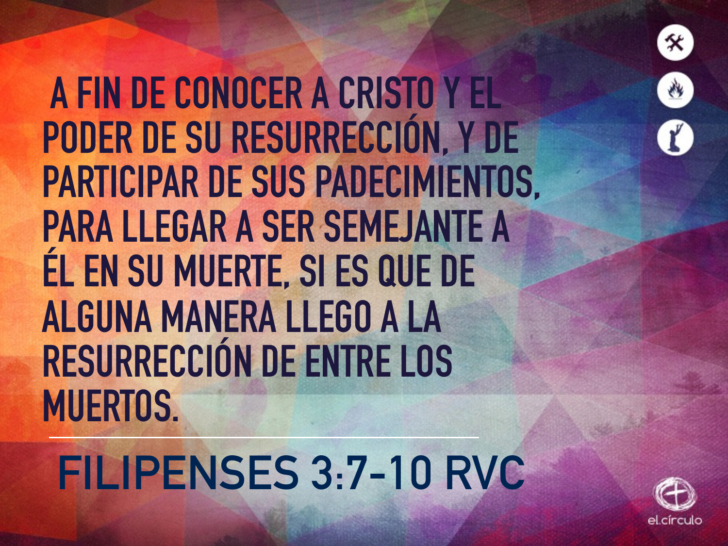A FIN DE CONOCER A CRISTO Y EL PODER DE SU RESURRECCIÓN, Y DE PARTICIPAR DE SUS PADECIMIENTOS, PARA LLEGAR A SER SEMEJANTE A ÉL EN SU MUERTE, SI ES QUE DE ALGUNA MANERA LLEGO A LA RESURRECCIÓN DE ENTRE LOS MUERTOS.

---

FILIPENSES 3:7-10 RVC

el.círculo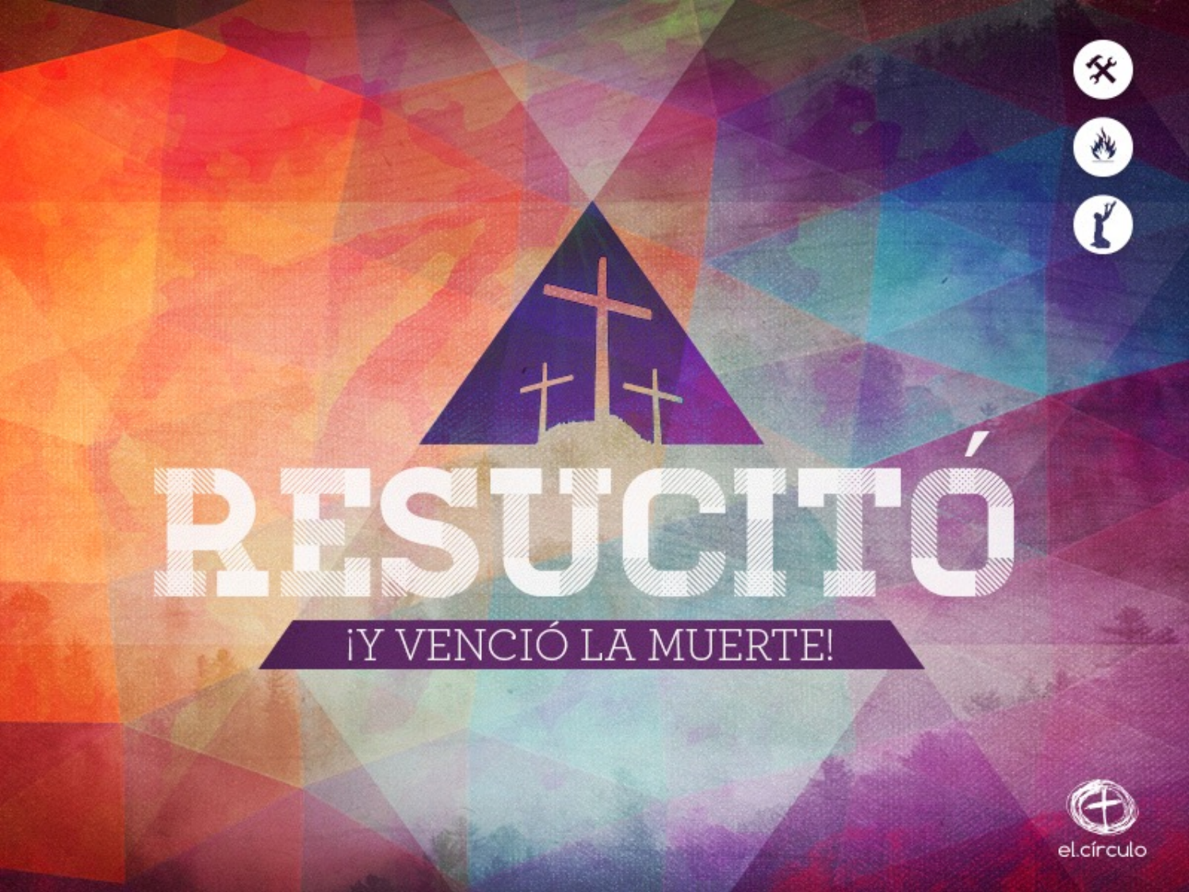# RESUCITÓ

¡Y VENCIÓ LA MUERTE!

el.círculo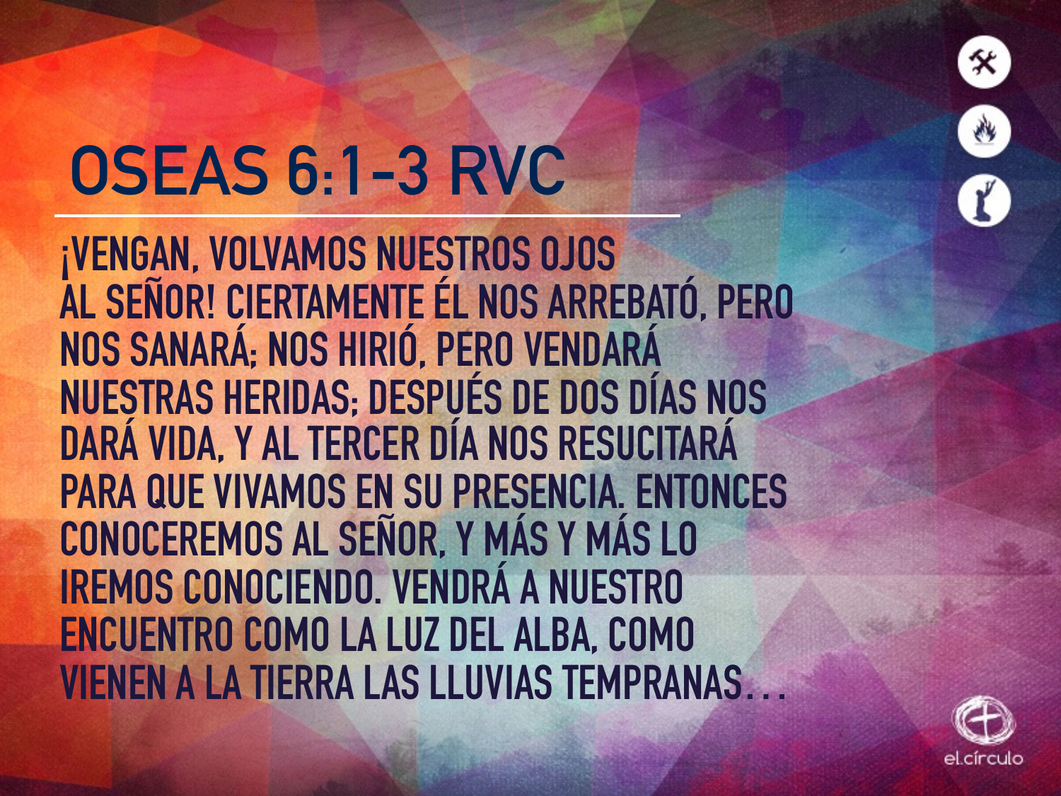# OSEAS 6:1-3 RVC

¡VENGAN, VOLVAMOS NUESTROS OJOS AL SEÑOR! CIERTAMENTE ÉL NOS ARREBATÓ, PERO NOS SANARÁ; NOS HIRIÓ, PERO VENDARÁ NUESTRAS HERIDAS; DESPUÉS DE DOS DÍAS NOS DARÁ VIDA, Y AL TERCER DÍA NOS RESUCITARÁ PARA QUE VIVAMOS EN SU PRESENCIA. ENTONCES CONOCEREMOS AL SEÑOR, Y MÁS Y MÁS LO IREMOS CONOCIENDO. VENDRÁ A NUESTRO ENCUENTRO COMO LA LUZ DEL ALBA, COMO VIENEN A LA TIERRA LAS LLUVIAS TEMPRANAS…

el.círculo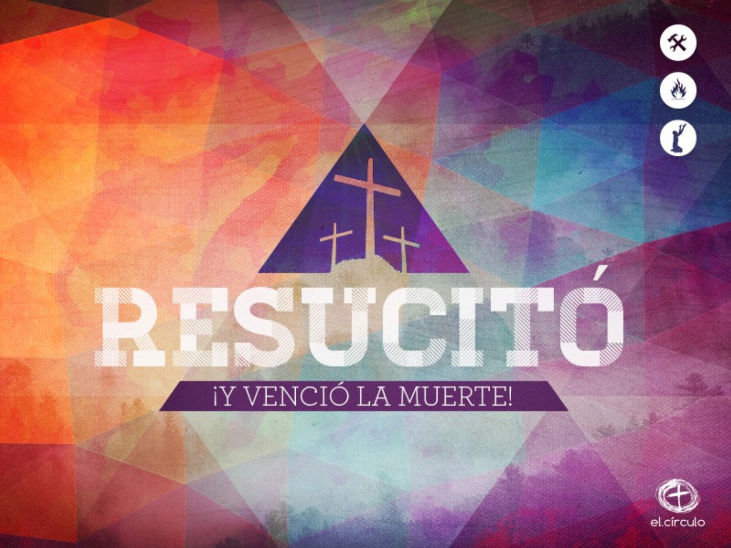# RESUCITÓ

¡Y VENCIÓ LA MUERTE!

el.círculo